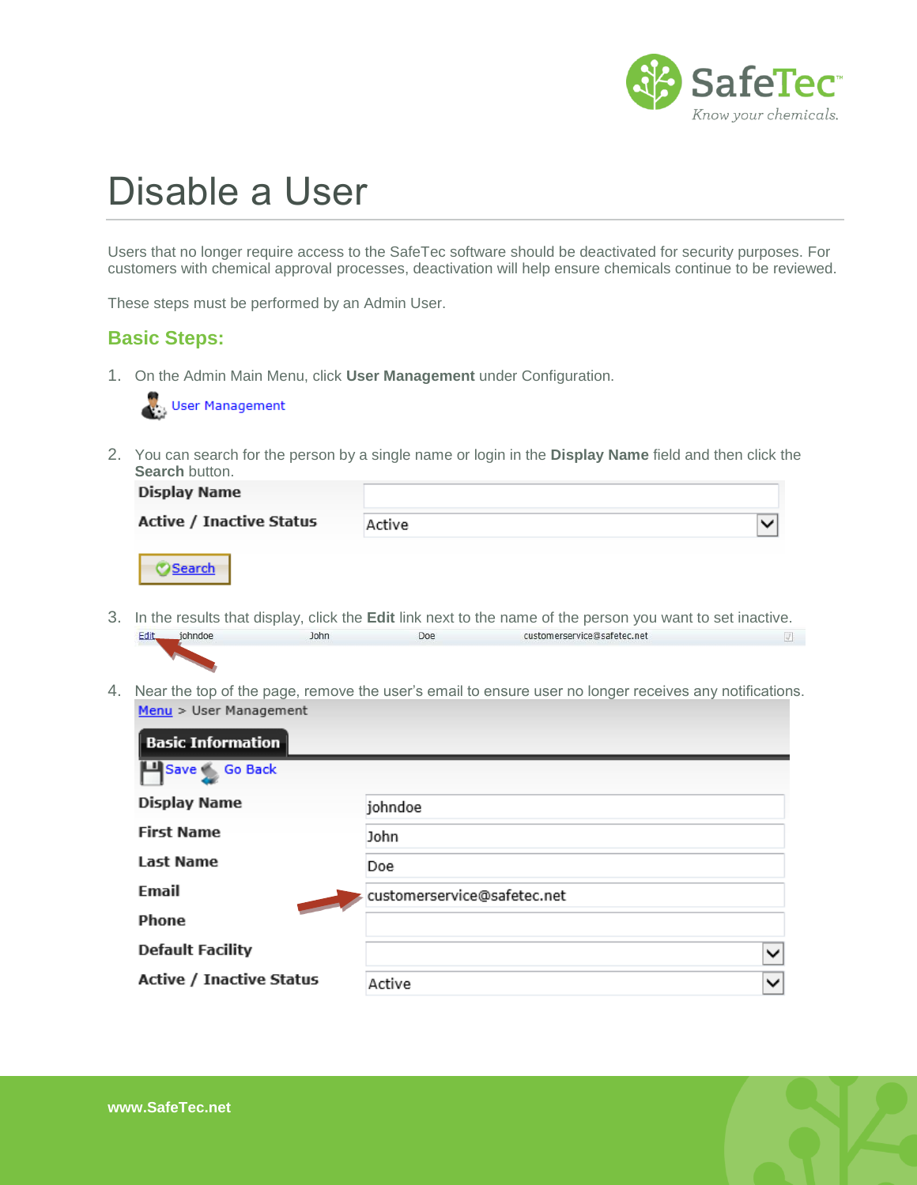# Disable a User

Users that no longer require access to the SafeTec software should be deactivated for security purposes. For customers with chemical approval processes, deactivation will help ensure chemicals continue to be reviewed.

These steps must be performed by an Admin User.

## Basic Steps:

1. On the Admin Main Menu, click **User Management** under Configuration.

   User Management

2. You can search for the person by a single name or login in the **Display Name** field and then click the **Search** button.

   | Display Name | |
   |---|---|
   | Active / Inactive Status | Active |

   Search

3. In the results that display, click the **Edit** link next to the name of the person you want to set inactive.

   | Edit | johndoe | John | Doe | customerservice@safetec.net |
   |---|---|---|---|---|

4. Near the top of the page, remove the user's email to ensure user no longer receives any notifications.

   Menu > User Management

   **Basic Information**

   Save  Go Back

   | Display Name | johndoe |
   |---|---|
   | First Name | John |
   | Last Name | Doe |
   | Email | customerservice@safetec.net |
   | Phone | |
   | Default Facility | |
   | Active / Inactive Status | Active |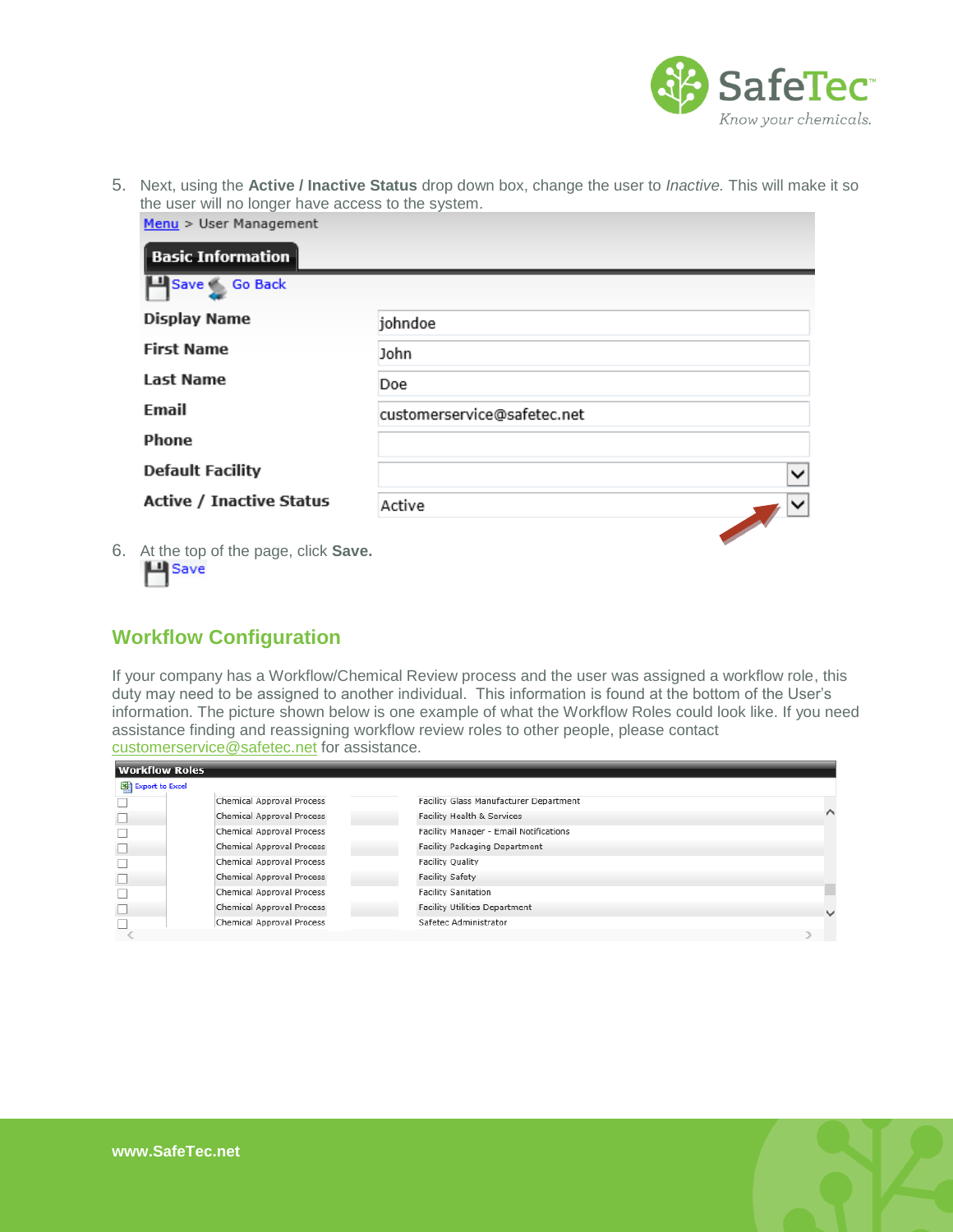5. Next, using the **Active / Inactive Status** drop down box, change the user to *Inactive.* This will make it so the user will no longer have access to the system.

Menu > User Management

**Basic Information**

Save Go Back

| | |
|---|---|
| **Display Name** | johndoe |
| **First Name** | John |
| **Last Name** | Doe |
| **Email** | customerservice@safetec.net |
| **Phone** | |
| **Default Facility** | |
| **Active / Inactive Status** | Active |

6. At the top of the page, click **Save.**

Save

## Workflow Configuration

If your company has a Workflow/Chemical Review process and the user was assigned a workflow role, this duty may need to be assigned to another individual. This information is found at the bottom of the User's information. The picture shown below is one example of what the Workflow Roles could look like. If you need assistance finding and reassigning workflow review roles to other people, please contact customerservice@safetec.net for assistance.

**Workflow Roles**

Export to Excel

| | | |
|---|---|---|
| ☐ | Chemical Approval Process | Facility Glass Manufacturer Department |
| ☐ | Chemical Approval Process | Facility Health & Services |
| ☐ | Chemical Approval Process | Facility Manager - Email Notifications |
| ☐ | Chemical Approval Process | Facility Packaging Department |
| ☐ | Chemical Approval Process | Facility Quality |
| ☐ | Chemical Approval Process | Facility Safety |
| ☐ | Chemical Approval Process | Facility Sanitation |
| ☐ | Chemical Approval Process | Facility Utilities Department |
| ☐ | Chemical Approval Process | Safetec Administrator |